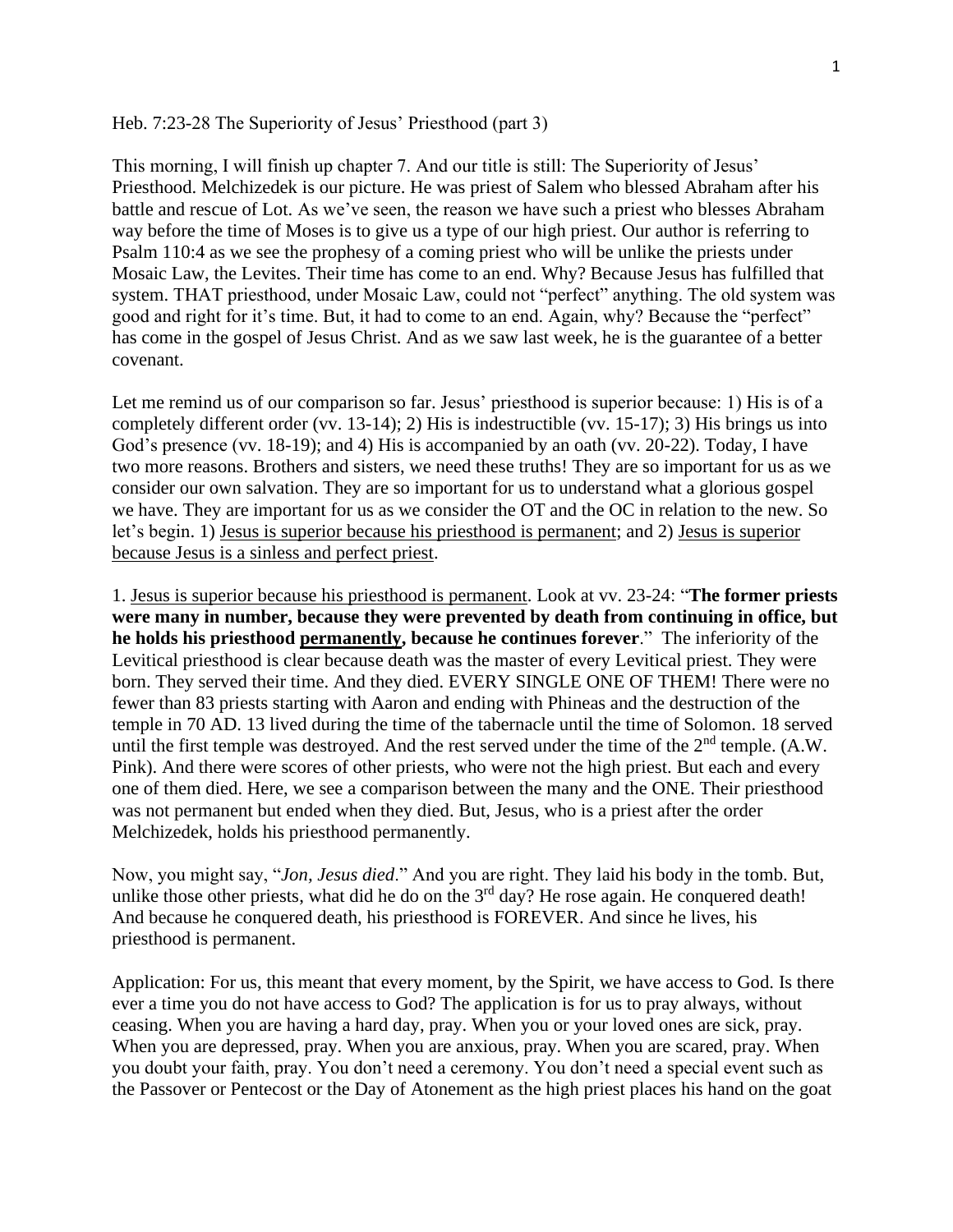Heb. 7:23-28 The Superiority of Jesus' Priesthood (part 3)

This morning, I will finish up chapter 7. And our title is still: The Superiority of Jesus' Priesthood. Melchizedek is our picture. He was priest of Salem who blessed Abraham after his battle and rescue of Lot. As we've seen, the reason we have such a priest who blesses Abraham way before the time of Moses is to give us a type of our high priest. Our author is referring to Psalm 110:4 as we see the prophesy of a coming priest who will be unlike the priests under Mosaic Law, the Levites. Their time has come to an end. Why? Because Jesus has fulfilled that system. THAT priesthood, under Mosaic Law, could not "perfect" anything. The old system was good and right for it's time. But, it had to come to an end. Again, why? Because the "perfect" has come in the gospel of Jesus Christ. And as we saw last week, he is the guarantee of a better covenant.

Let me remind us of our comparison so far. Jesus' priesthood is superior because: 1) His is of a completely different order (vv. 13-14); 2) His is indestructible (vv. 15-17); 3) His brings us into God's presence (vv. 18-19); and 4) His is accompanied by an oath (vv. 20-22). Today, I have two more reasons. Brothers and sisters, we need these truths! They are so important for us as we consider our own salvation. They are so important for us to understand what a glorious gospel we have. They are important for us as we consider the OT and the OC in relation to the new. So let's begin. 1) <u>Jesus is superior because his priesthood is permanent</u>; and 2) <u>Jesus is superior because Jesus is a sinless and perfect priest</u>.

1. <u>Jesus is superior because his priesthood is permanent</u>. Look at vv. 23-24: "**The former priests were many in number, because they were prevented by death from continuing in office, but he holds his priesthood <u>permanently</u>, because he continues forever**." The inferiority of the Levitical priesthood is clear because death was the master of every Levitical priest. They were born. They served their time. And they died. EVERY SINGLE ONE OF THEM! There were no fewer than 83 priests starting with Aaron and ending with Phineas and the destruction of the temple in 70 AD. 13 lived during the time of the tabernacle until the time of Solomon. 18 served until the first temple was destroyed. And the rest served under the time of the 2nd temple. (A.W. Pink). And there were scores of other priests, who were not the high priest. But each and every one of them died. Here, we see a comparison between the many and the ONE. Their priesthood was not permanent but ended when they died. But, Jesus, who is a priest after the order Melchizedek, holds his priesthood permanently.

Now, you might say, "*Jon, Jesus died*." And you are right. They laid his body in the tomb. But, unlike those other priests, what did he do on the 3rd day? He rose again. He conquered death! And because he conquered death, his priesthood is FOREVER. And since he lives, his priesthood is permanent.

Application: For us, this meant that every moment, by the Spirit, we have access to God. Is there ever a time you do not have access to God? The application is for us to pray always, without ceasing. When you are having a hard day, pray. When you or your loved ones are sick, pray. When you are depressed, pray. When you are anxious, pray. When you are scared, pray. When you doubt your faith, pray. You don't need a ceremony. You don't need a special event such as the Passover or Pentecost or the Day of Atonement as the high priest places his hand on the goat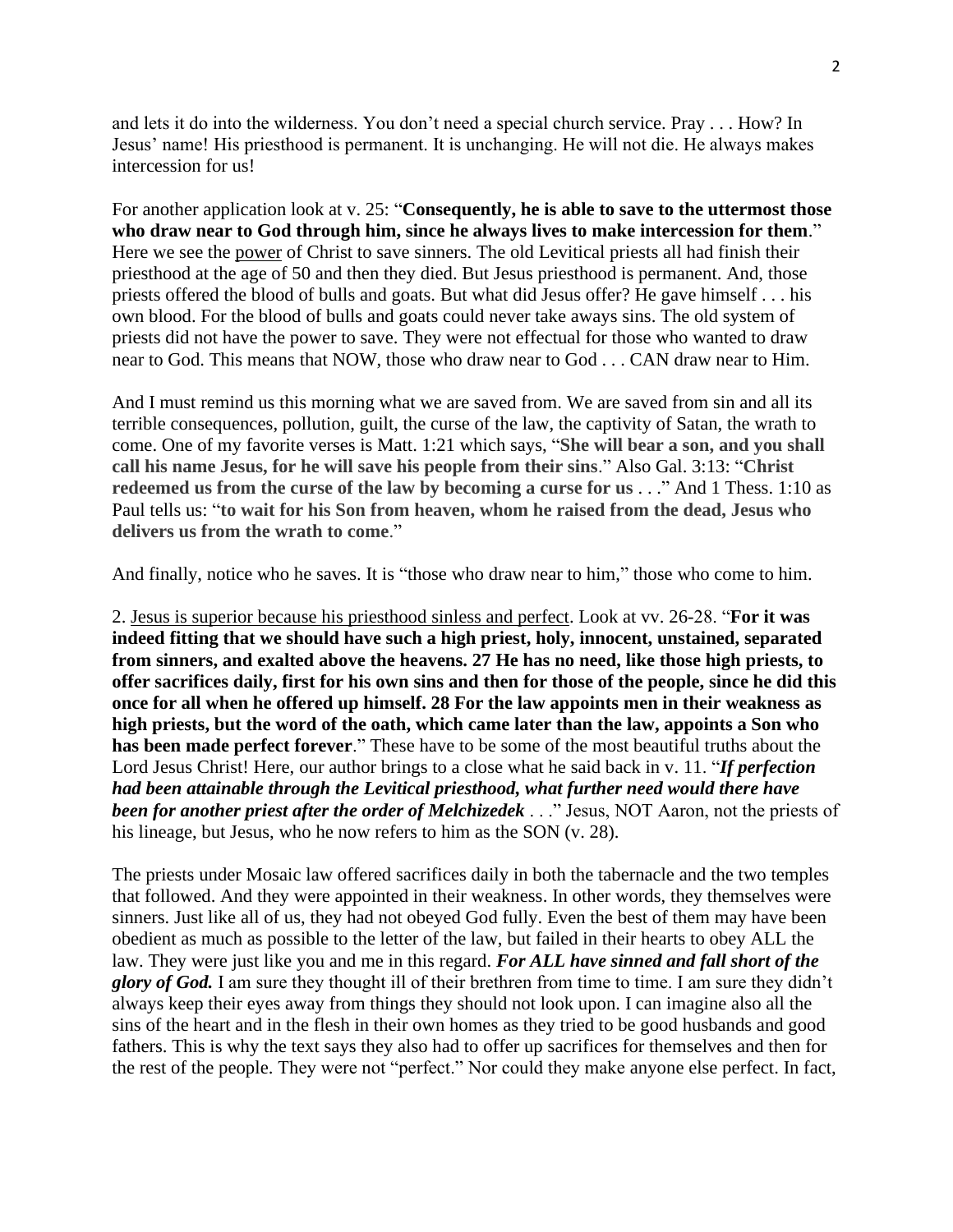and lets it do into the wilderness. You don't need a special church service. Pray . . . How? In Jesus' name! His priesthood is permanent. It is unchanging. He will not die. He always makes intercession for us!

For another application look at v. 25: "**Consequently, he is able to save to the uttermost those who draw near to God through him, since he always lives to make intercession for them**." Here we see the <u>power</u> of Christ to save sinners. The old Levitical priests all had finish their priesthood at the age of 50 and then they died. But Jesus priesthood is permanent. And, those priests offered the blood of bulls and goats. But what did Jesus offer? He gave himself . . . his own blood. For the blood of bulls and goats could never take aways sins. The old system of priests did not have the power to save. They were not effectual for those who wanted to draw near to God. This means that NOW, those who draw near to God . . . CAN draw near to Him.

And I must remind us this morning what we are saved from. We are saved from sin and all its terrible consequences, pollution, guilt, the curse of the law, the captivity of Satan, the wrath to come. One of my favorite verses is Matt. 1:21 which says, "**She will bear a son, and you shall call his name Jesus, for he will save his people from their sins**." Also Gal. 3:13: "**Christ redeemed us from the curse of the law by becoming a curse for us** . . ." And 1 Thess. 1:10 as Paul tells us: "**to wait for his Son from heaven, whom he raised from the dead, Jesus who delivers us from the wrath to come**."

And finally, notice who he saves. It is "those who draw near to him," those who come to him.

2. <u>Jesus is superior because his priesthood sinless and perfect</u>. Look at vv. 26-28. "**For it was indeed fitting that we should have such a high priest, holy, innocent, unstained, separated from sinners, and exalted above the heavens. 27 He has no need, like those high priests, to offer sacrifices daily, first for his own sins and then for those of the people, since he did this once for all when he offered up himself. 28 For the law appoints men in their weakness as high priests, but the word of the oath, which came later than the law, appoints a Son who has been made perfect forever**." These have to be some of the most beautiful truths about the Lord Jesus Christ! Here, our author brings to a close what he said back in v. 11. "***If perfection had been attainable through the Levitical priesthood, what further need would there have been for another priest after the order of Melchizedek*** . . ." Jesus, NOT Aaron, not the priests of his lineage, but Jesus, who he now refers to him as the SON (v. 28).

The priests under Mosaic law offered sacrifices daily in both the tabernacle and the two temples that followed. And they were appointed in their weakness. In other words, they themselves were sinners. Just like all of us, they had not obeyed God fully. Even the best of them may have been obedient as much as possible to the letter of the law, but failed in their hearts to obey ALL the law. They were just like you and me in this regard. ***For ALL have sinned and fall short of the glory of God.*** I am sure they thought ill of their brethren from time to time. I am sure they didn't always keep their eyes away from things they should not look upon. I can imagine also all the sins of the heart and in the flesh in their own homes as they tried to be good husbands and good fathers. This is why the text says they also had to offer up sacrifices for themselves and then for the rest of the people. They were not "perfect." Nor could they make anyone else perfect. In fact,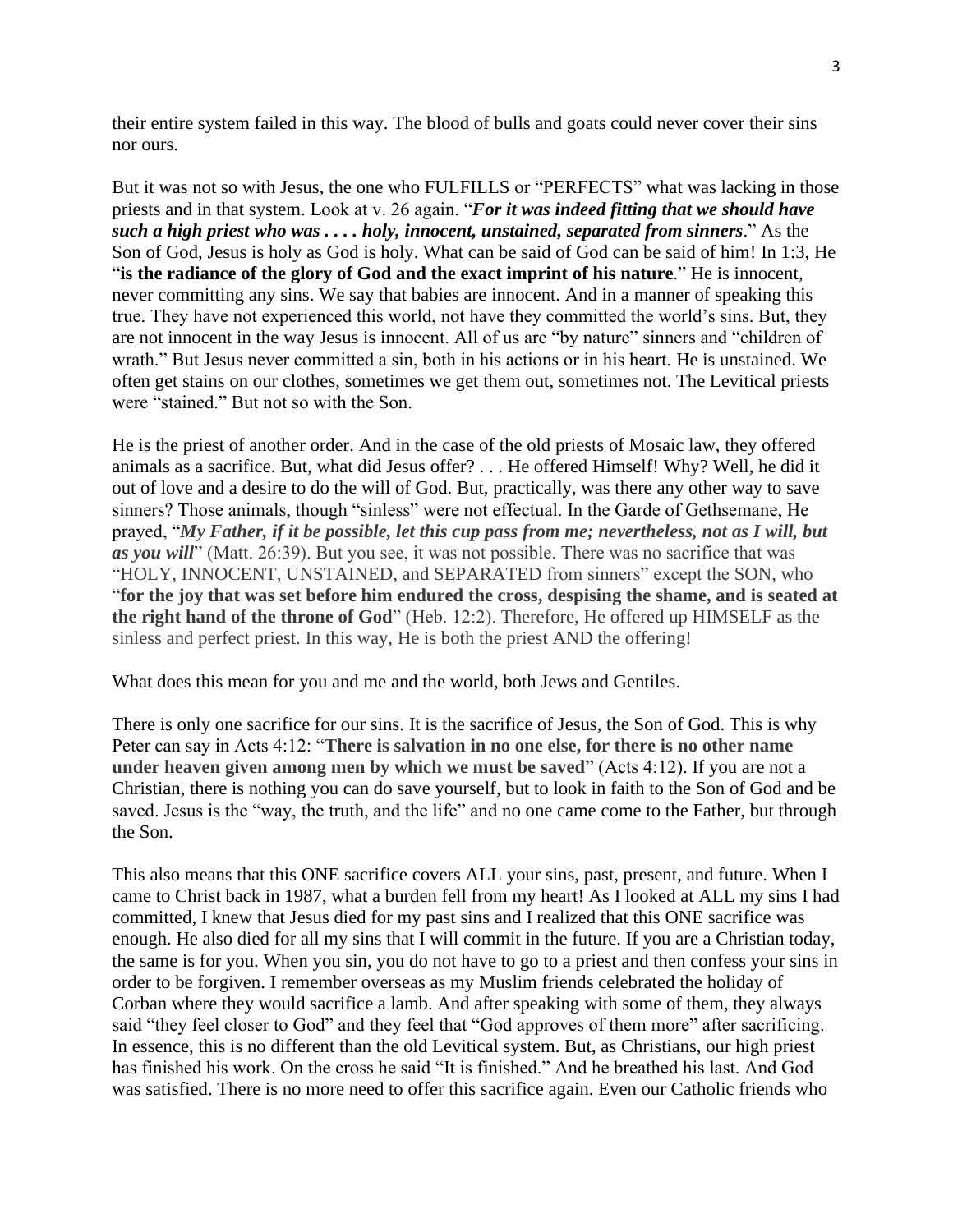their entire system failed in this way. The blood of bulls and goats could never cover their sins nor ours.

But it was not so with Jesus, the one who FULFILLS or "PERFECTS" what was lacking in those priests and in that system. Look at v. 26 again. "***For it was indeed fitting that we should have such a high priest who was . . . . holy, innocent, unstained, separated from sinners***." As the Son of God, Jesus is holy as God is holy. What can be said of God can be said of him! In 1:3, He "**is the radiance of the glory of God and the exact imprint of his nature**." He is innocent, never committing any sins. We say that babies are innocent. And in a manner of speaking this true. They have not experienced this world, not have they committed the world's sins. But, they are not innocent in the way Jesus is innocent. All of us are "by nature" sinners and "children of wrath." But Jesus never committed a sin, both in his actions or in his heart. He is unstained. We often get stains on our clothes, sometimes we get them out, sometimes not. The Levitical priests were "stained." But not so with the Son.

He is the priest of another order. And in the case of the old priests of Mosaic law, they offered animals as a sacrifice. But, what did Jesus offer? . . . He offered Himself! Why? Well, he did it out of love and a desire to do the will of God. But, practically, was there any other way to save sinners? Those animals, though "sinless" were not effectual. In the Garde of Gethsemane, He prayed, "***My Father, if it be possible, let this cup pass from me; nevertheless, not as I will, but as you will***" (Matt. 26:39). But you see, it was not possible. There was no sacrifice that was "HOLY, INNOCENT, UNSTAINED, and SEPARATED from sinners" except the SON, who "**for the joy that was set before him endured the cross, despising the shame, and is seated at the right hand of the throne of God**" (Heb. 12:2). Therefore, He offered up HIMSELF as the sinless and perfect priest. In this way, He is both the priest AND the offering!

What does this mean for you and me and the world, both Jews and Gentiles.

There is only one sacrifice for our sins. It is the sacrifice of Jesus, the Son of God. This is why Peter can say in Acts 4:12: "**There is salvation in no one else, for there is no other name under heaven given among men by which we must be saved**" (Acts 4:12). If you are not a Christian, there is nothing you can do save yourself, but to look in faith to the Son of God and be saved. Jesus is the "way, the truth, and the life" and no one came come to the Father, but through the Son.

This also means that this ONE sacrifice covers ALL your sins, past, present, and future. When I came to Christ back in 1987, what a burden fell from my heart! As I looked at ALL my sins I had committed, I knew that Jesus died for my past sins and I realized that this ONE sacrifice was enough. He also died for all my sins that I will commit in the future. If you are a Christian today, the same is for you. When you sin, you do not have to go to a priest and then confess your sins in order to be forgiven. I remember overseas as my Muslim friends celebrated the holiday of Corban where they would sacrifice a lamb. And after speaking with some of them, they always said "they feel closer to God" and they feel that "God approves of them more" after sacrificing. In essence, this is no different than the old Levitical system. But, as Christians, our high priest has finished his work. On the cross he said "It is finished." And he breathed his last. And God was satisfied. There is no more need to offer this sacrifice again. Even our Catholic friends who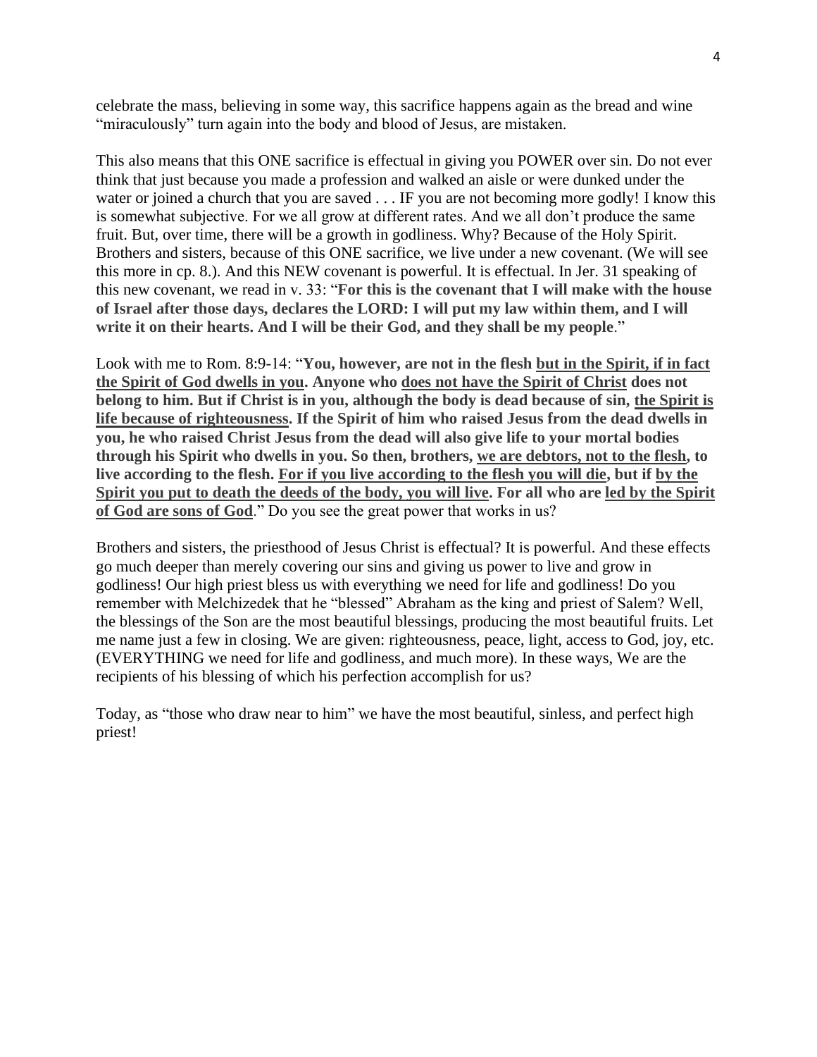celebrate the mass, believing in some way, this sacrifice happens again as the bread and wine "miraculously" turn again into the body and blood of Jesus, are mistaken.

This also means that this ONE sacrifice is effectual in giving you POWER over sin. Do not ever think that just because you made a profession and walked an aisle or were dunked under the water or joined a church that you are saved . . . IF you are not becoming more godly! I know this is somewhat subjective. For we all grow at different rates. And we all don't produce the same fruit. But, over time, there will be a growth in godliness. Why? Because of the Holy Spirit. Brothers and sisters, because of this ONE sacrifice, we live under a new covenant. (We will see this more in cp. 8.). And this NEW covenant is powerful. It is effectual. In Jer. 31 speaking of this new covenant, we read in v. 33: "**For this is the covenant that I will make with the house of Israel after those days, declares the LORD: I will put my law within them, and I will write it on their hearts. And I will be their God, and they shall be my people**."

Look with me to Rom. 8:9-14: "**You, however, are not in the flesh <u>but in the Spirit, if in fact the Spirit of God dwells in you</u>. Anyone who <u>does not have the Spirit of Christ</u> does not belong to him. But if Christ is in you, although the body is dead because of sin, <u>the Spirit is life because of righteousness</u>. If the Spirit of him who raised Jesus from the dead dwells in you, he who raised Christ Jesus from the dead will also give life to your mortal bodies through his Spirit who dwells in you. So then, brothers, <u>we are debtors, not to the flesh</u>, to live according to the flesh. <u>For if you live according to the flesh you will die</u>, but if <u>by the Spirit you put to death the deeds of the body, you will live</u>. For all who are <u>led by the Spirit of God are sons of God</u>**." Do you see the great power that works in us?

Brothers and sisters, the priesthood of Jesus Christ is effectual? It is powerful. And these effects go much deeper than merely covering our sins and giving us power to live and grow in godliness! Our high priest bless us with everything we need for life and godliness! Do you remember with Melchizedek that he "blessed" Abraham as the king and priest of Salem? Well, the blessings of the Son are the most beautiful blessings, producing the most beautiful fruits. Let me name just a few in closing. We are given: righteousness, peace, light, access to God, joy, etc. (EVERYTHING we need for life and godliness, and much more). In these ways, We are the recipients of his blessing of which his perfection accomplish for us?

Today, as "those who draw near to him" we have the most beautiful, sinless, and perfect high priest!